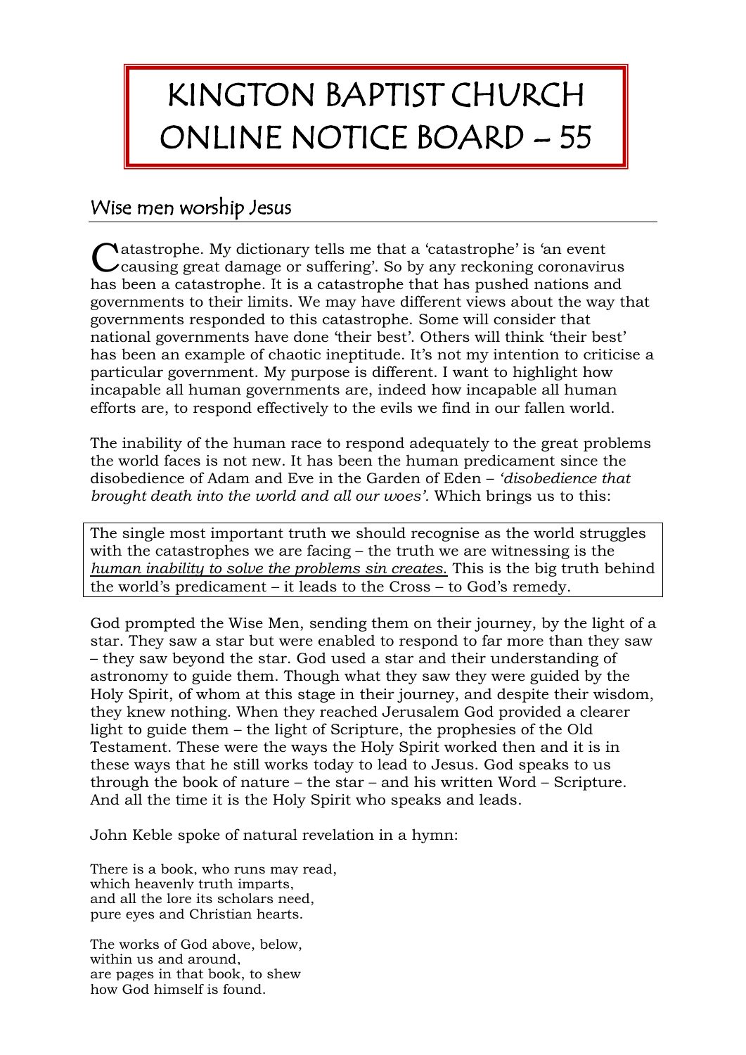# KINGTON BAPTIST CHURCH ONLINE NOTICE BOARD – 55

## Wise men worship Jesus

Catastrophe. My dictionary tells me that a 'catastrophe' is 'an event causing great damage or suffering'. So by any reckoning coronavirus has been a catastrophe. It is a catastrophe that has pushed nations and governments to their limits. We may have different views about the way that governments responded to this catastrophe. Some will consider that national governments have done 'their best'. Others will think 'their best' has been an example of chaotic ineptitude. It's not my intention to criticise a particular government. My purpose is different. I want to highlight how incapable all human governments are, indeed how incapable all human efforts are, to respond effectively to the evils we find in our fallen world.

The inability of the human race to respond adequately to the great problems the world faces is not new. It has been the human predicament since the disobedience of Adam and Eve in the Garden of Eden – *'disobedience that brought death into the world and all our woes'.* Which brings us to this:

> The single most important truth we should recognise as the world struggles with the catastrophes we are facing – the truth we are witnessing is the *human inability to solve the problems sin creates.* This is the big truth behind the world's predicament – it leads to the Cross – to God's remedy.

God prompted the Wise Men, sending them on their journey, by the light of a star. They saw a star but were enabled to respond to far more than they saw – they saw beyond the star. God used a star and their understanding of astronomy to guide them. Though what they saw they were guided by the Holy Spirit, of whom at this stage in their journey, and despite their wisdom, they knew nothing. When they reached Jerusalem God provided a clearer light to guide them – the light of Scripture, the prophesies of the Old Testament. These were the ways the Holy Spirit worked then and it is in these ways that he still works today to lead to Jesus. God speaks to us through the book of nature – the star – and his written Word – Scripture. And all the time it is the Holy Spirit who speaks and leads.

John Keble spoke of natural revelation in a hymn:

There is a book, who runs may read,  
which heavenly truth imparts,  
and all the lore its scholars need,  
pure eyes and Christian hearts.

The works of God above, below,  
within us and around,  
are pages in that book, to shew  
how God himself is found.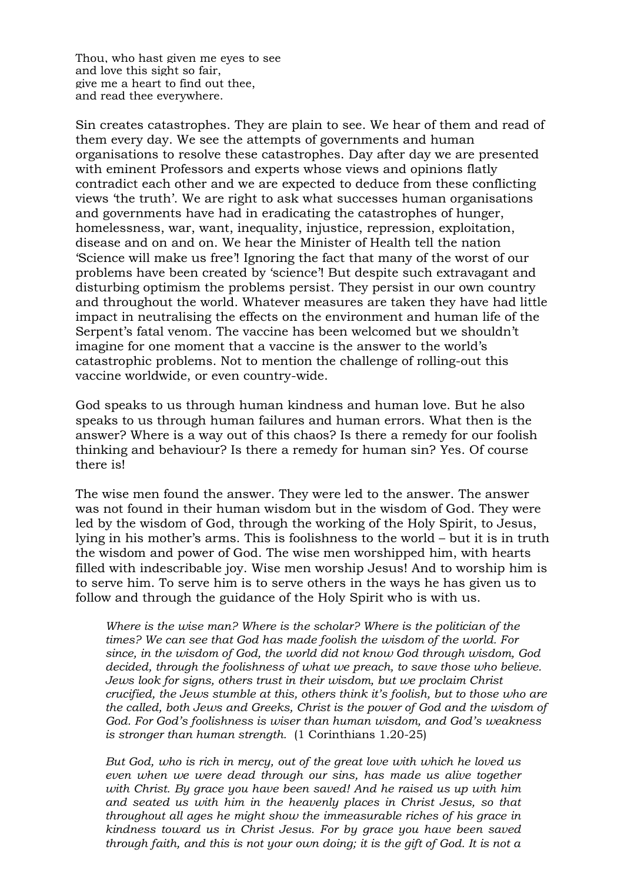Thou, who hast given me eyes to see
and love this sight so fair,
give me a heart to find out thee,
and read thee everywhere.

Sin creates catastrophes. They are plain to see. We hear of them and read of them every day. We see the attempts of governments and human organisations to resolve these catastrophes. Day after day we are presented with eminent Professors and experts whose views and opinions flatly contradict each other and we are expected to deduce from these conflicting views 'the truth'. We are right to ask what successes human organisations and governments have had in eradicating the catastrophes of hunger, homelessness, war, want, inequality, injustice, repression, exploitation, disease and on and on. We hear the Minister of Health tell the nation 'Science will make us free'! Ignoring the fact that many of the worst of our problems have been created by 'science'! But despite such extravagant and disturbing optimism the problems persist. They persist in our own country and throughout the world. Whatever measures are taken they have had little impact in neutralising the effects on the environment and human life of the Serpent's fatal venom. The vaccine has been welcomed but we shouldn't imagine for one moment that a vaccine is the answer to the world's catastrophic problems. Not to mention the challenge of rolling-out this vaccine worldwide, or even country-wide.

God speaks to us through human kindness and human love. But he also speaks to us through human failures and human errors. What then is the answer? Where is a way out of this chaos? Is there a remedy for our foolish thinking and behaviour? Is there a remedy for human sin? Yes. Of course there is!

The wise men found the answer. They were led to the answer. The answer was not found in their human wisdom but in the wisdom of God. They were led by the wisdom of God, through the working of the Holy Spirit, to Jesus, lying in his mother's arms. This is foolishness to the world – but it is in truth the wisdom and power of God. The wise men worshipped him, with hearts filled with indescribable joy. Wise men worship Jesus! And to worship him is to serve him. To serve him is to serve others in the ways he has given us to follow and through the guidance of the Holy Spirit who is with us.

> *Where is the wise man? Where is the scholar? Where is the politician of the times? We can see that God has made foolish the wisdom of the world. For since, in the wisdom of God, the world did not know God through wisdom, God decided, through the foolishness of what we preach, to save those who believe. Jews look for signs, others trust in their wisdom, but we proclaim Christ crucified, the Jews stumble at this, others think it's foolish, but to those who are the called, both Jews and Greeks, Christ is the power of God and the wisdom of God. For God's foolishness is wiser than human wisdom, and God's weakness is stronger than human strength.* (1 Corinthians 1.20-25)

> *But God, who is rich in mercy, out of the great love with which he loved us even when we were dead through our sins, has made us alive together with Christ. By grace you have been saved! And he raised us up with him and seated us with him in the heavenly places in Christ Jesus, so that throughout all ages he might show the immeasurable riches of his grace in kindness toward us in Christ Jesus. For by grace you have been saved through faith, and this is not your own doing; it is the gift of God. It is not a*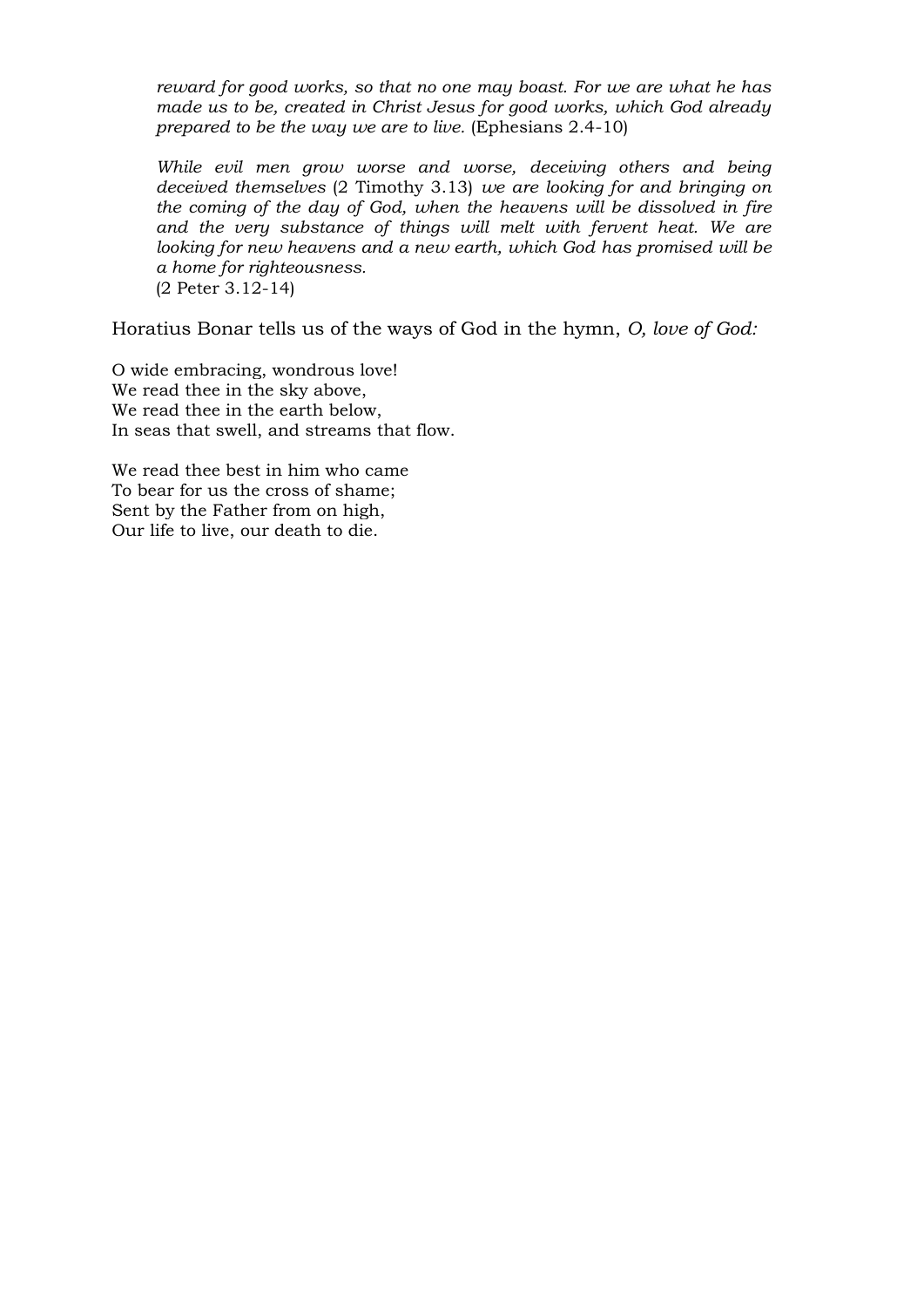*reward for good works, so that no one may boast. For we are what he has made us to be, created in Christ Jesus for good works, which God already prepared to be the way we are to live.* (Ephesians 2.4-10)

*While evil men grow worse and worse, deceiving others and being deceived themselves* (2 Timothy 3.13) *we are looking for and bringing on the coming of the day of God, when the heavens will be dissolved in fire and the very substance of things will melt with fervent heat. We are looking for new heavens and a new earth, which God has promised will be a home for righteousness.*
(2 Peter 3.12-14)

Horatius Bonar tells us of the ways of God in the hymn, *O, love of God:*

O wide embracing, wondrous love!
We read thee in the sky above,
We read thee in the earth below,
In seas that swell, and streams that flow.

We read thee best in him who came
To bear for us the cross of shame;
Sent by the Father from on high,
Our life to live, our death to die.